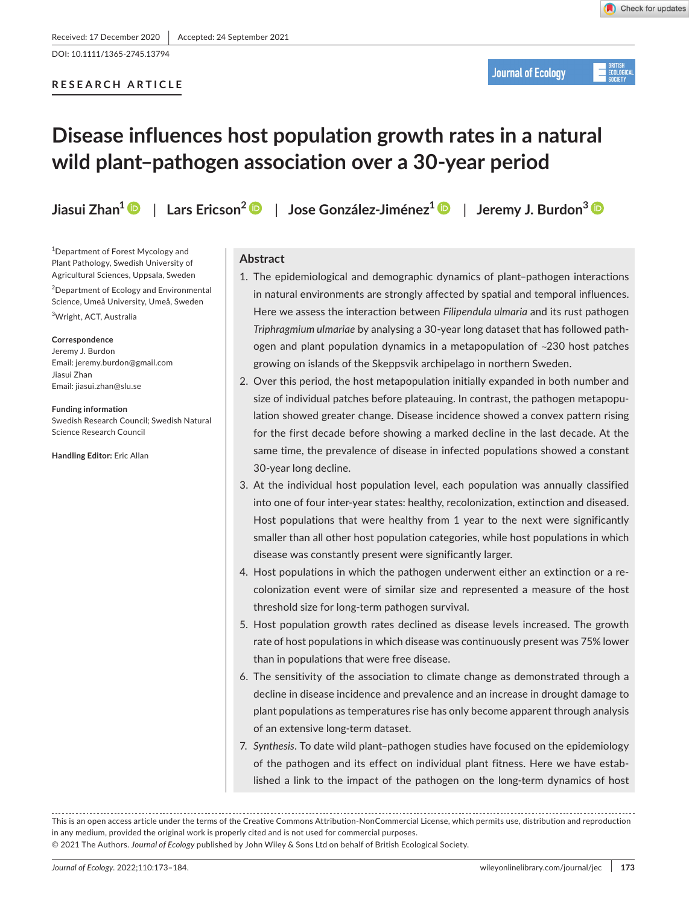Received: 17 December 2020 | Accepted: 24 September 2021

DOI: 10.1111/1365-2745.13794

RESEARCH ARTICLE

# Disease influences host population growth rates in a natural wild plant–pathogen association over a 30-year period

Jiasui Zhan[1] | Lars Ericson[2] | Jose González-Jiménez[1] | Jeremy J. Burdon[3]

[1]Department of Forest Mycology and Plant Pathology, Swedish University of Agricultural Sciences, Uppsala, Sweden

[2]Department of Ecology and Environmental Science, Umeå University, Umeå, Sweden

[3]Wright, ACT, Australia

**Correspondence**
Jeremy J. Burdon
Email: jeremy.burdon@gmail.com
Jiasui Zhan
Email: jiasui.zhan@slu.se

**Funding information**
Swedish Research Council; Swedish Natural Science Research Council

**Handling Editor:** Eric Allan

## Abstract

1. The epidemiological and demographic dynamics of plant–pathogen interactions in natural environments are strongly affected by spatial and temporal influences. Here we assess the interaction between *Filipendula ulmaria* and its rust pathogen *Triphragmium ulmariae* by analysing a 30-year long dataset that has followed pathogen and plant population dynamics in a metapopulation of ~230 host patches growing on islands of the Skeppsvik archipelago in northern Sweden.
2. Over this period, the host metapopulation initially expanded in both number and size of individual patches before plateauing. In contrast, the pathogen metapopulation showed greater change. Disease incidence showed a convex pattern rising for the first decade before showing a marked decline in the last decade. At the same time, the prevalence of disease in infected populations showed a constant 30-year long decline.
3. At the individual host population level, each population was annually classified into one of four inter-year states: healthy, recolonization, extinction and diseased. Host populations that were healthy from 1 year to the next were significantly smaller than all other host population categories, while host populations in which disease was constantly present were significantly larger.
4. Host populations in which the pathogen underwent either an extinction or a recolonization event were of similar size and represented a measure of the host threshold size for long-term pathogen survival.
5. Host population growth rates declined as disease levels increased. The growth rate of host populations in which disease was continuously present was 75% lower than in populations that were free disease.
6. The sensitivity of the association to climate change as demonstrated through a decline in disease incidence and prevalence and an increase in drought damage to plant populations as temperatures rise has only become apparent through analysis of an extensive long-term dataset.
7. *Synthesis*. To date wild plant–pathogen studies have focused on the epidemiology of the pathogen and its effect on individual plant fitness. Here we have established a link to the impact of the pathogen on the long-term dynamics of host

This is an open access article under the terms of the Creative Commons Attribution-NonCommercial License, which permits use, distribution and reproduction in any medium, provided the original work is properly cited and is not used for commercial purposes.
© 2021 The Authors. *Journal of Ecology* published by John Wiley & Sons Ltd on behalf of British Ecological Society.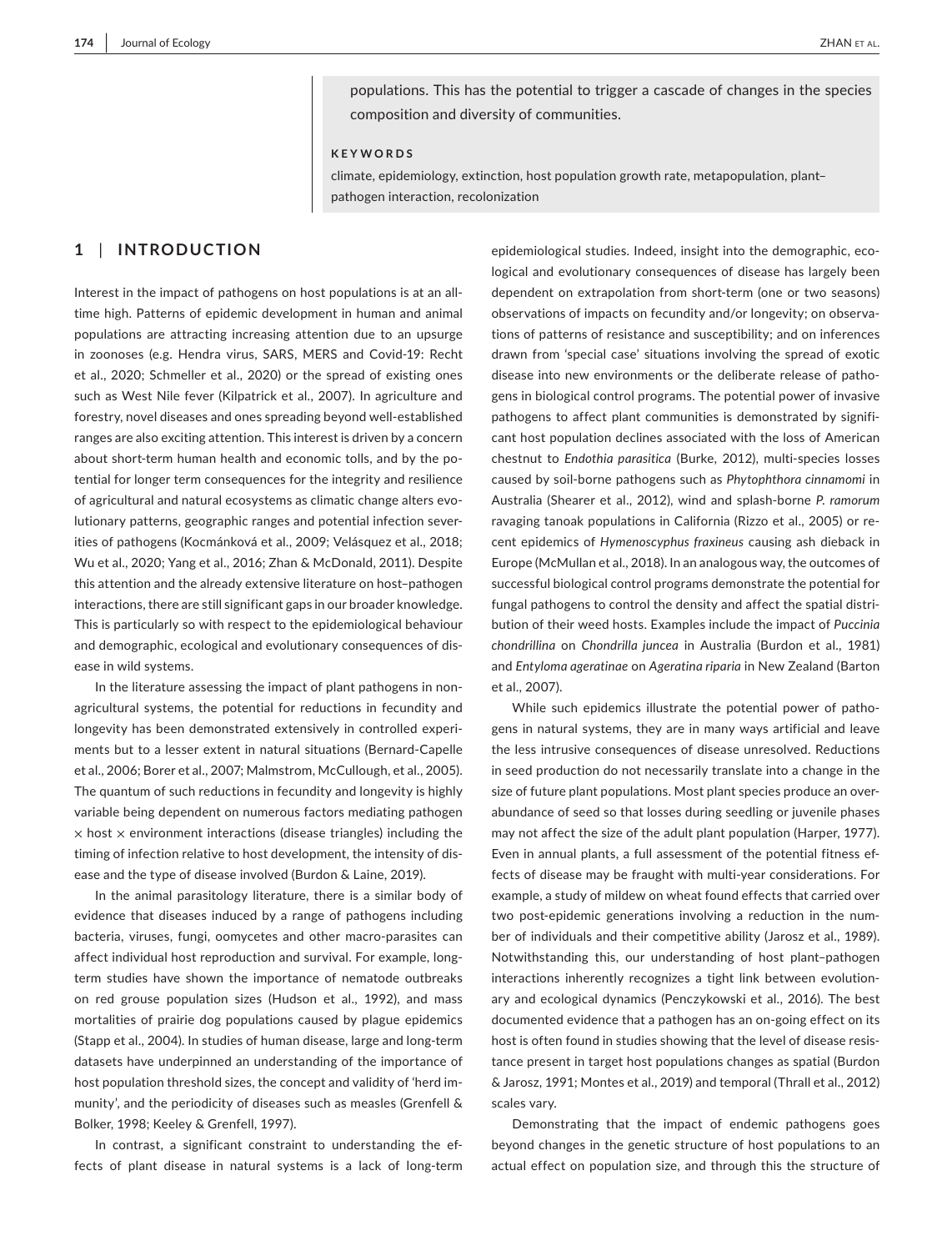populations. This has the potential to trigger a cascade of changes in the species composition and diversity of communities.

**KEYWORDS**

climate, epidemiology, extinction, host population growth rate, metapopulation, plant–pathogen interaction, recolonization

## 1 | INTRODUCTION

Interest in the impact of pathogens on host populations is at an all-time high. Patterns of epidemic development in human and animal populations are attracting increasing attention due to an upsurge in zoonoses (e.g. Hendra virus, SARS, MERS and Covid-19: Recht et al., 2020; Schmeller et al., 2020) or the spread of existing ones such as West Nile fever (Kilpatrick et al., 2007). In agriculture and forestry, novel diseases and ones spreading beyond well-established ranges are also exciting attention. This interest is driven by a concern about short-term human health and economic tolls, and by the potential for longer term consequences for the integrity and resilience of agricultural and natural ecosystems as climatic change alters evolutionary patterns, geographic ranges and potential infection severities of pathogens (Kocmánková et al., 2009; Velásquez et al., 2018; Wu et al., 2020; Yang et al., 2016; Zhan & McDonald, 2011). Despite this attention and the already extensive literature on host–pathogen interactions, there are still significant gaps in our broader knowledge. This is particularly so with respect to the epidemiological behaviour and demographic, ecological and evolutionary consequences of disease in wild systems.

In the literature assessing the impact of plant pathogens in non-agricultural systems, the potential for reductions in fecundity and longevity has been demonstrated extensively in controlled experiments but to a lesser extent in natural situations (Bernard-Capelle et al., 2006; Borer et al., 2007; Malmstrom, McCullough, et al., 2005). The quantum of such reductions in fecundity and longevity is highly variable being dependent on numerous factors mediating pathogen × host × environment interactions (disease triangles) including the timing of infection relative to host development, the intensity of disease and the type of disease involved (Burdon & Laine, 2019).

In the animal parasitology literature, there is a similar body of evidence that diseases induced by a range of pathogens including bacteria, viruses, fungi, oomycetes and other macro-parasites can affect individual host reproduction and survival. For example, long-term studies have shown the importance of nematode outbreaks on red grouse population sizes (Hudson et al., 1992), and mass mortalities of prairie dog populations caused by plague epidemics (Stapp et al., 2004). In studies of human disease, large and long-term datasets have underpinned an understanding of the importance of host population threshold sizes, the concept and validity of 'herd immunity', and the periodicity of diseases such as measles (Grenfell & Bolker, 1998; Keeley & Grenfell, 1997).

In contrast, a significant constraint to understanding the effects of plant disease in natural systems is a lack of long-term epidemiological studies. Indeed, insight into the demographic, ecological and evolutionary consequences of disease has largely been dependent on extrapolation from short-term (one or two seasons) observations of impacts on fecundity and/or longevity; on observations of patterns of resistance and susceptibility; and on inferences drawn from 'special case' situations involving the spread of exotic disease into new environments or the deliberate release of pathogens in biological control programs. The potential power of invasive pathogens to affect plant communities is demonstrated by significant host population declines associated with the loss of American chestnut to *Endothia parasitica* (Burke, 2012), multi-species losses caused by soil-borne pathogens such as *Phytophthora cinnamomi* in Australia (Shearer et al., 2012), wind and splash-borne *P. ramorum* ravaging tanoak populations in California (Rizzo et al., 2005) or recent epidemics of *Hymenoscyphus fraxineus* causing ash dieback in Europe (McMullan et al., 2018). In an analogous way, the outcomes of successful biological control programs demonstrate the potential for fungal pathogens to control the density and affect the spatial distribution of their weed hosts. Examples include the impact of *Puccinia chondrillina* on *Chondrilla juncea* in Australia (Burdon et al., 1981) and *Entyloma ageratinae* on *Ageratina riparia* in New Zealand (Barton et al., 2007).

While such epidemics illustrate the potential power of pathogens in natural systems, they are in many ways artificial and leave the less intrusive consequences of disease unresolved. Reductions in seed production do not necessarily translate into a change in the size of future plant populations. Most plant species produce an over-abundance of seed so that losses during seedling or juvenile phases may not affect the size of the adult plant population (Harper, 1977). Even in annual plants, a full assessment of the potential fitness effects of disease may be fraught with multi-year considerations. For example, a study of mildew on wheat found effects that carried over two post-epidemic generations involving a reduction in the number of individuals and their competitive ability (Jarosz et al., 1989). Notwithstanding this, our understanding of host plant–pathogen interactions inherently recognizes a tight link between evolutionary and ecological dynamics (Penczykowski et al., 2016). The best documented evidence that a pathogen has an on-going effect on its host is often found in studies showing that the level of disease resistance present in target host populations changes as spatial (Burdon & Jarosz, 1991; Montes et al., 2019) and temporal (Thrall et al., 2012) scales vary.

Demonstrating that the impact of endemic pathogens goes beyond changes in the genetic structure of host populations to an actual effect on population size, and through this the structure of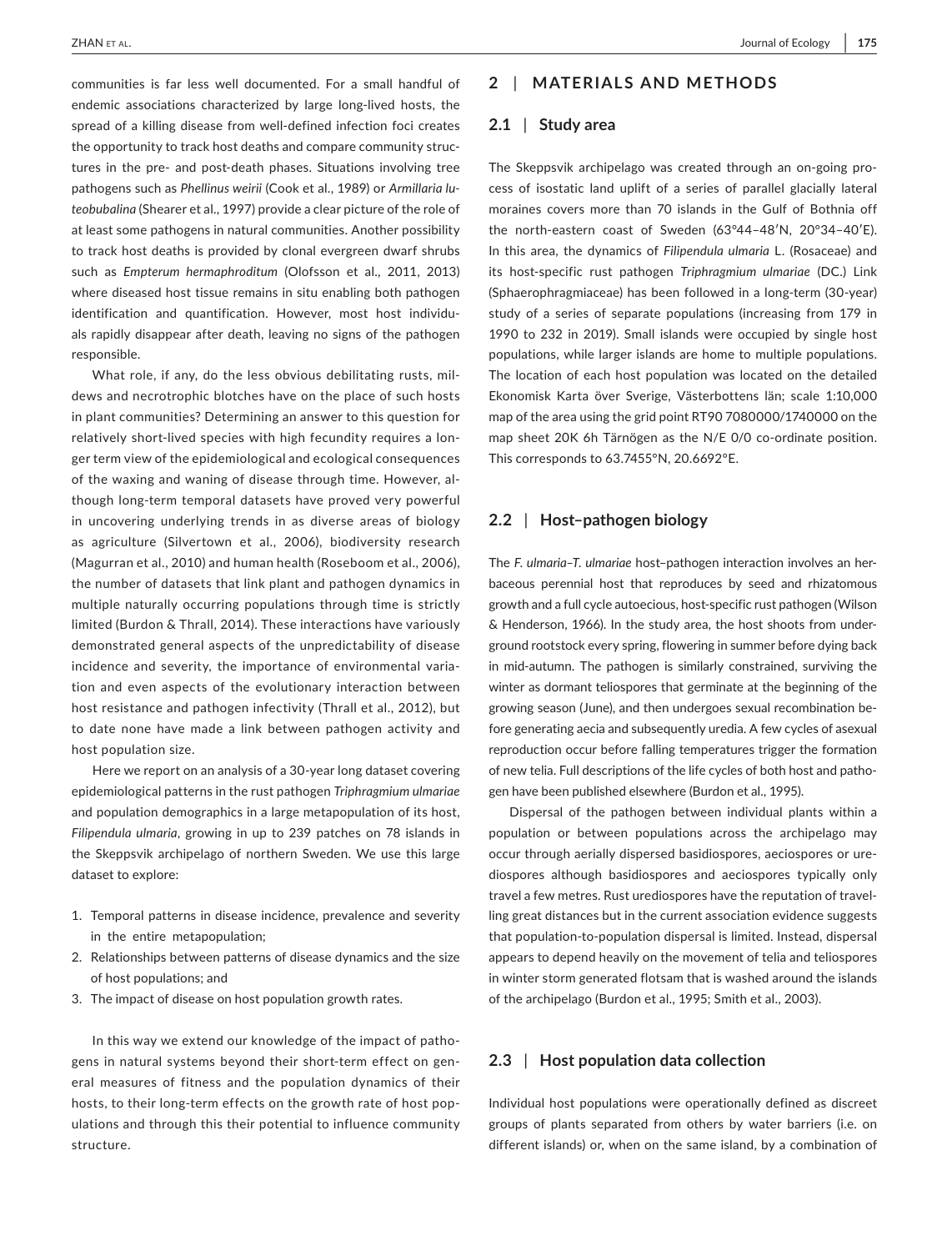communities is far less well documented. For a small handful of endemic associations characterized by large long-lived hosts, the spread of a killing disease from well-defined infection foci creates the opportunity to track host deaths and compare community structures in the pre- and post-death phases. Situations involving tree pathogens such as *Phellinus weirii* (Cook et al., 1989) or *Armillaria luteobubalina* (Shearer et al., 1997) provide a clear picture of the role of at least some pathogens in natural communities. Another possibility to track host deaths is provided by clonal evergreen dwarf shrubs such as *Empterum hermaphroditum* (Olofsson et al., 2011, 2013) where diseased host tissue remains in situ enabling both pathogen identification and quantification. However, most host individuals rapidly disappear after death, leaving no signs of the pathogen responsible.

What role, if any, do the less obvious debilitating rusts, mildews and necrotrophic blotches have on the place of such hosts in plant communities? Determining an answer to this question for relatively short-lived species with high fecundity requires a longer term view of the epidemiological and ecological consequences of the waxing and waning of disease through time. However, although long-term temporal datasets have proved very powerful in uncovering underlying trends in as diverse areas of biology as agriculture (Silvertown et al., 2006), biodiversity research (Magurran et al., 2010) and human health (Roseboom et al., 2006), the number of datasets that link plant and pathogen dynamics in multiple naturally occurring populations through time is strictly limited (Burdon & Thrall, 2014). These interactions have variously demonstrated general aspects of the unpredictability of disease incidence and severity, the importance of environmental variation and even aspects of the evolutionary interaction between host resistance and pathogen infectivity (Thrall et al., 2012), but to date none have made a link between pathogen activity and host population size.

Here we report on an analysis of a 30-year long dataset covering epidemiological patterns in the rust pathogen *Triphragmium ulmariae* and population demographics in a large metapopulation of its host, *Filipendula ulmaria*, growing in up to 239 patches on 78 islands in the Skeppsvik archipelago of northern Sweden. We use this large dataset to explore:

1. Temporal patterns in disease incidence, prevalence and severity in the entire metapopulation;
2. Relationships between patterns of disease dynamics and the size of host populations; and
3. The impact of disease on host population growth rates.

In this way we extend our knowledge of the impact of pathogens in natural systems beyond their short-term effect on general measures of fitness and the population dynamics of their hosts, to their long-term effects on the growth rate of host populations and through this their potential to influence community structure.

## 2 | MATERIALS AND METHODS

### 2.1 | Study area

The Skeppsvik archipelago was created through an on-going process of isostatic land uplift of a series of parallel glacially lateral moraines covers more than 70 islands in the Gulf of Bothnia off the north-eastern coast of Sweden (63°44–48′N, 20°34–40′E). In this area, the dynamics of *Filipendula ulmaria* L. (Rosaceae) and its host-specific rust pathogen *Triphragmium ulmariae* (DC.) Link (Sphaerophragmiaceae) has been followed in a long-term (30-year) study of a series of separate populations (increasing from 179 in 1990 to 232 in 2019). Small islands were occupied by single host populations, while larger islands are home to multiple populations. The location of each host population was located on the detailed Ekonomisk Karta över Sverige, Västerbottens län; scale 1:10,000 map of the area using the grid point RT90 7080000/1740000 on the map sheet 20K 6h Tärnögen as the N/E 0/0 co-ordinate position. This corresponds to 63.7455°N, 20.6692°E.

### 2.2 | Host–pathogen biology

The *F. ulmaria*–*T. ulmariae* host–pathogen interaction involves an herbaceous perennial host that reproduces by seed and rhizatomous growth and a full cycle autoecious, host-specific rust pathogen (Wilson & Henderson, 1966). In the study area, the host shoots from underground rootstock every spring, flowering in summer before dying back in mid-autumn. The pathogen is similarly constrained, surviving the winter as dormant teliospores that germinate at the beginning of the growing season (June), and then undergoes sexual recombination before generating aecia and subsequently uredia. A few cycles of asexual reproduction occur before falling temperatures trigger the formation of new telia. Full descriptions of the life cycles of both host and pathogen have been published elsewhere (Burdon et al., 1995).

Dispersal of the pathogen between individual plants within a population or between populations across the archipelago may occur through aerially dispersed basidiospores, aeciospores or urediospores although basidiospores and aeciospores typically only travel a few metres. Rust urediospores have the reputation of travelling great distances but in the current association evidence suggests that population-to-population dispersal is limited. Instead, dispersal appears to depend heavily on the movement of telia and teliospores in winter storm generated flotsam that is washed around the islands of the archipelago (Burdon et al., 1995; Smith et al., 2003).

### 2.3 | Host population data collection

Individual host populations were operationally defined as discreet groups of plants separated from others by water barriers (i.e. on different islands) or, when on the same island, by a combination of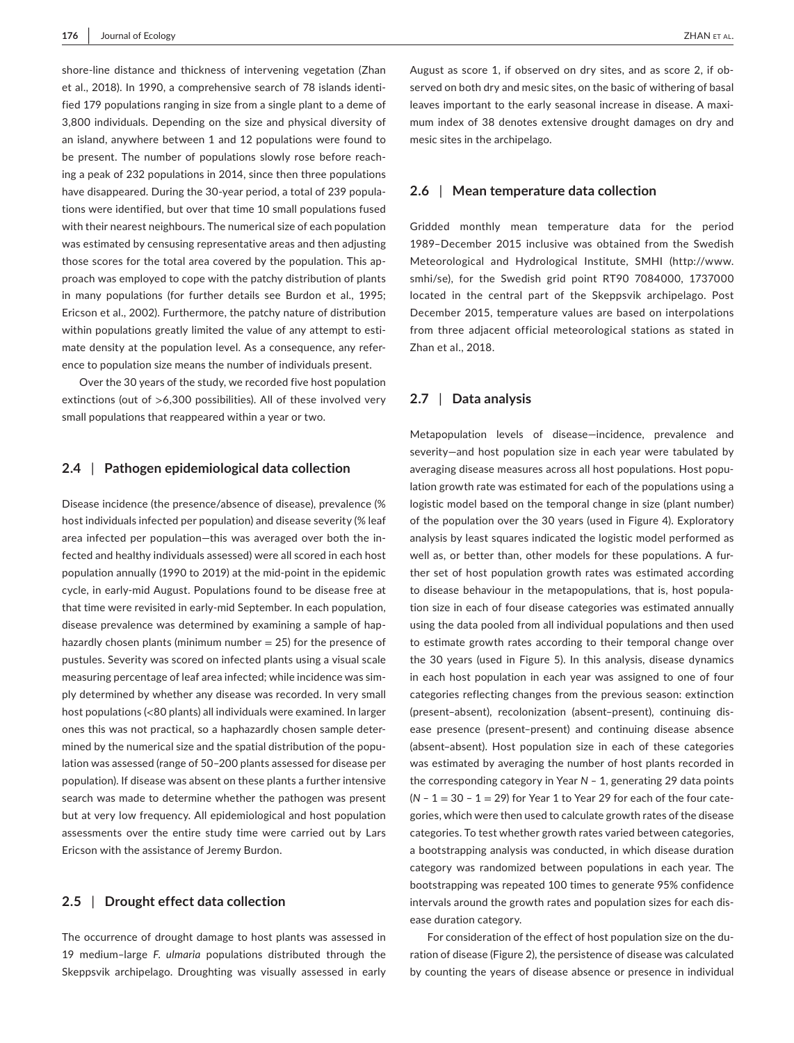shore-line distance and thickness of intervening vegetation (Zhan et al., 2018). In 1990, a comprehensive search of 78 islands identified 179 populations ranging in size from a single plant to a deme of 3,800 individuals. Depending on the size and physical diversity of an island, anywhere between 1 and 12 populations were found to be present. The number of populations slowly rose before reaching a peak of 232 populations in 2014, since then three populations have disappeared. During the 30-year period, a total of 239 populations were identified, but over that time 10 small populations fused with their nearest neighbours. The numerical size of each population was estimated by censusing representative areas and then adjusting those scores for the total area covered by the population. This approach was employed to cope with the patchy distribution of plants in many populations (for further details see Burdon et al., 1995; Ericson et al., 2002). Furthermore, the patchy nature of distribution within populations greatly limited the value of any attempt to estimate density at the population level. As a consequence, any reference to population size means the number of individuals present.

Over the 30 years of the study, we recorded five host population extinctions (out of >6,300 possibilities). All of these involved very small populations that reappeared within a year or two.

### 2.4 | Pathogen epidemiological data collection

Disease incidence (the presence/absence of disease), prevalence (% host individuals infected per population) and disease severity (% leaf area infected per population—this was averaged over both the infected and healthy individuals assessed) were all scored in each host population annually (1990 to 2019) at the mid-point in the epidemic cycle, in early-mid August. Populations found to be disease free at that time were revisited in early-mid September. In each population, disease prevalence was determined by examining a sample of haphazardly chosen plants (minimum number = 25) for the presence of pustules. Severity was scored on infected plants using a visual scale measuring percentage of leaf area infected; while incidence was simply determined by whether any disease was recorded. In very small host populations (<80 plants) all individuals were examined. In larger ones this was not practical, so a haphazardly chosen sample determined by the numerical size and the spatial distribution of the population was assessed (range of 50–200 plants assessed for disease per population). If disease was absent on these plants a further intensive search was made to determine whether the pathogen was present but at very low frequency. All epidemiological and host population assessments over the entire study time were carried out by Lars Ericson with the assistance of Jeremy Burdon.

### 2.5 | Drought effect data collection

The occurrence of drought damage to host plants was assessed in 19 medium–large *F. ulmaria* populations distributed through the Skeppsvik archipelago. Droughting was visually assessed in early August as score 1, if observed on dry sites, and as score 2, if observed on both dry and mesic sites, on the basic of withering of basal leaves important to the early seasonal increase in disease. A maximum index of 38 denotes extensive drought damages on dry and mesic sites in the archipelago.

### 2.6 | Mean temperature data collection

Gridded monthly mean temperature data for the period 1989–December 2015 inclusive was obtained from the Swedish Meteorological and Hydrological Institute, SMHI (http://www.smhi/se), for the Swedish grid point RT90 7084000, 1737000 located in the central part of the Skeppsvik archipelago. Post December 2015, temperature values are based on interpolations from three adjacent official meteorological stations as stated in Zhan et al., 2018.

### 2.7 | Data analysis

Metapopulation levels of disease—incidence, prevalence and severity—and host population size in each year were tabulated by averaging disease measures across all host populations. Host population growth rate was estimated for each of the populations using a logistic model based on the temporal change in size (plant number) of the population over the 30 years (used in Figure 4). Exploratory analysis by least squares indicated the logistic model performed as well as, or better than, other models for these populations. A further set of host population growth rates was estimated according to disease behaviour in the metapopulations, that is, host population size in each of four disease categories was estimated annually using the data pooled from all individual populations and then used to estimate growth rates according to their temporal change over the 30 years (used in Figure 5). In this analysis, disease dynamics in each host population in each year was assigned to one of four categories reflecting changes from the previous season: extinction (present–absent), recolonization (absent–present), continuing disease presence (present–present) and continuing disease absence (absent–absent). Host population size in each of these categories was estimated by averaging the number of host plants recorded in the corresponding category in Year $N - 1$, generating 29 data points ($N - 1 = 30 - 1 = 29$) for Year 1 to Year 29 for each of the four categories, which were then used to calculate growth rates of the disease categories. To test whether growth rates varied between categories, a bootstrapping analysis was conducted, in which disease duration category was randomized between populations in each year. The bootstrapping was repeated 100 times to generate 95% confidence intervals around the growth rates and population sizes for each disease duration category.

For consideration of the effect of host population size on the duration of disease (Figure 2), the persistence of disease was calculated by counting the years of disease absence or presence in individual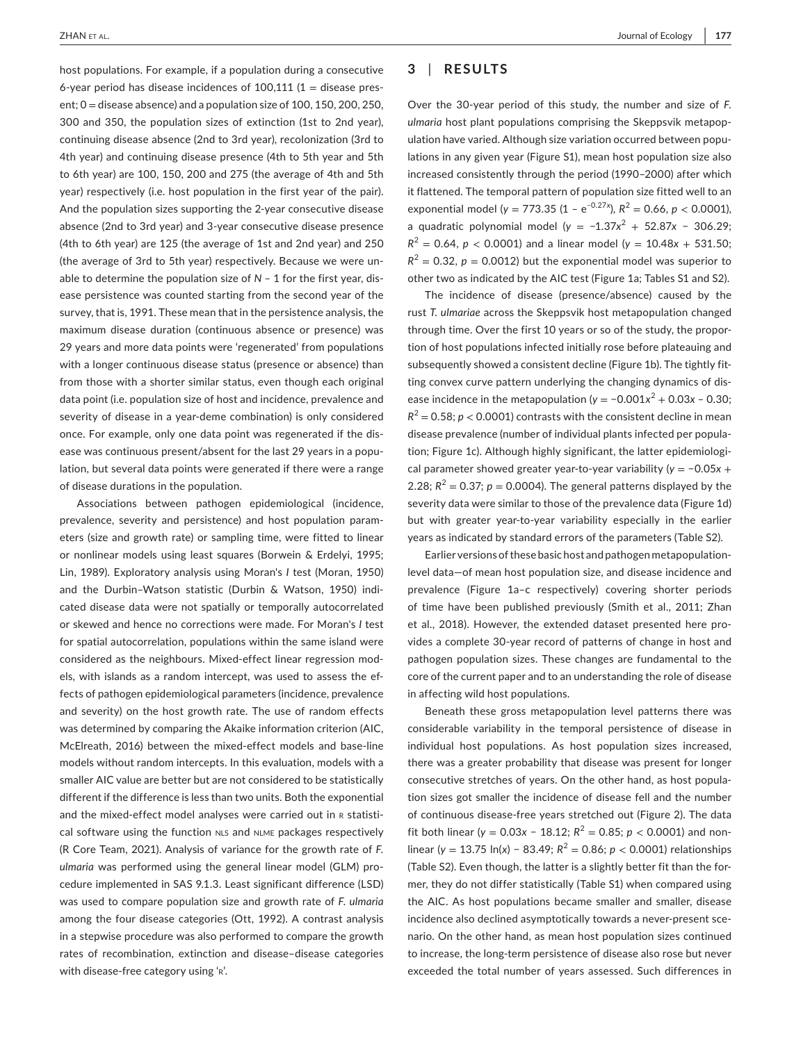host populations. For example, if a population during a consecutive 6-year period has disease incidences of 100,111 (1 = disease present; 0 = disease absence) and a population size of 100, 150, 200, 250, 300 and 350, the population sizes of extinction (1st to 2nd year), continuing disease absence (2nd to 3rd year), recolonization (3rd to 4th year) and continuing disease presence (4th to 5th year and 5th to 6th year) are 100, 150, 200 and 275 (the average of 4th and 5th year) respectively (i.e. host population in the first year of the pair). And the population sizes supporting the 2-year consecutive disease absence (2nd to 3rd year) and 3-year consecutive disease presence (4th to 6th year) are 125 (the average of 1st and 2nd year) and 250 (the average of 3rd to 5th year) respectively. Because we were unable to determine the population size of $N - 1$ for the first year, disease persistence was counted starting from the second year of the survey, that is, 1991. These mean that in the persistence analysis, the maximum disease duration (continuous absence or presence) was 29 years and more data points were 'regenerated' from populations with a longer continuous disease status (presence or absence) than from those with a shorter similar status, even though each original data point (i.e. population size of host and incidence, prevalence and severity of disease in a year-deme combination) is only considered once. For example, only one data point was regenerated if the disease was continuous present/absent for the last 29 years in a population, but several data points were generated if there were a range of disease durations in the population.

Associations between pathogen epidemiological (incidence, prevalence, severity and persistence) and host population parameters (size and growth rate) or sampling time, were fitted to linear or nonlinear models using least squares (Borwein & Erdelyi, 1995; Lin, 1989). Exploratory analysis using Moran's *I* test (Moran, 1950) and the Durbin–Watson statistic (Durbin & Watson, 1950) indicated disease data were not spatially or temporally autocorrelated or skewed and hence no corrections were made. For Moran's *I* test for spatial autocorrelation, populations within the same island were considered as the neighbours. Mixed-effect linear regression models, with islands as a random intercept, was used to assess the effects of pathogen epidemiological parameters (incidence, prevalence and severity) on the host growth rate. The use of random effects was determined by comparing the Akaike information criterion (AIC, McElreath, 2016) between the mixed-effect models and base-line models without random intercepts. In this evaluation, models with a smaller AIC value are better but are not considered to be statistically different if the difference is less than two units. Both the exponential and the mixed-effect model analyses were carried out in R statistical software using the function NLS and NLME packages respectively (R Core Team, 2021). Analysis of variance for the growth rate of *F. ulmaria* was performed using the general linear model (GLM) procedure implemented in SAS 9.1.3. Least significant difference (LSD) was used to compare population size and growth rate of *F. ulmaria* among the four disease categories (Ott, 1992). A contrast analysis in a stepwise procedure was also performed to compare the growth rates of recombination, extinction and disease–disease categories with disease-free category using 'R'.

## 3 | RESULTS

Over the 30-year period of this study, the number and size of *F. ulmaria* host plant populations comprising the Skeppsvik metapopulation have varied. Although size variation occurred between populations in any given year (Figure S1), mean host population size also increased consistently through the period (1990–2000) after which it flattened. The temporal pattern of population size fitted well to an exponential model ($y = 773.35\ (1 - e^{-0.27x})$, $R^2 = 0.66$, $p < 0.0001$), a quadratic polynomial model ($y = -1.37x^2 + 52.87x - 306.29$; $R^2 = 0.64$, $p < 0.0001$) and a linear model ($y = 10.48x + 531.50$; $R^2 = 0.32$, $p = 0.0012$) but the exponential model was superior to other two as indicated by the AIC test (Figure 1a; Tables S1 and S2).

The incidence of disease (presence/absence) caused by the rust *T. ulmariae* across the Skeppsvik host metapopulation changed through time. Over the first 10 years or so of the study, the proportion of host populations infected initially rose before plateauing and subsequently showed a consistent decline (Figure 1b). The tightly fitting convex curve pattern underlying the changing dynamics of disease incidence in the metapopulation ($y = -0.001x^2 + 0.03x - 0.30$; $R^2 = 0.58$; $p < 0.0001$) contrasts with the consistent decline in mean disease prevalence (number of individual plants infected per population; Figure 1c). Although highly significant, the latter epidemiological parameter showed greater year-to-year variability ($y = -0.05x + 2.28$; $R^2 = 0.37$; $p = 0.0004$). The general patterns displayed by the severity data were similar to those of the prevalence data (Figure 1d) but with greater year-to-year variability especially in the earlier years as indicated by standard errors of the parameters (Table S2).

Earlier versions of these basic host and pathogen metapopulation-level data—of mean host population size, and disease incidence and prevalence (Figure 1a–c respectively) covering shorter periods of time have been published previously (Smith et al., 2011; Zhan et al., 2018). However, the extended dataset presented here provides a complete 30-year record of patterns of change in host and pathogen population sizes. These changes are fundamental to the core of the current paper and to an understanding the role of disease in affecting wild host populations.

Beneath these gross metapopulation level patterns there was considerable variability in the temporal persistence of disease in individual host populations. As host population sizes increased, there was a greater probability that disease was present for longer consecutive stretches of years. On the other hand, as host population sizes got smaller the incidence of disease fell and the number of continuous disease-free years stretched out (Figure 2). The data fit both linear ($y = 0.03x - 18.12$; $R^2 = 0.85$; $p < 0.0001$) and nonlinear ($y = 13.75\ \ln(x) - 83.49$; $R^2 = 0.86$; $p < 0.0001$) relationships (Table S2). Even though, the latter is a slightly better fit than the former, they do not differ statistically (Table S1) when compared using the AIC. As host populations became smaller and smaller, disease incidence also declined asymptotically towards a never-present scenario. On the other hand, as mean host population sizes continued to increase, the long-term persistence of disease also rose but never exceeded the total number of years assessed. Such differences in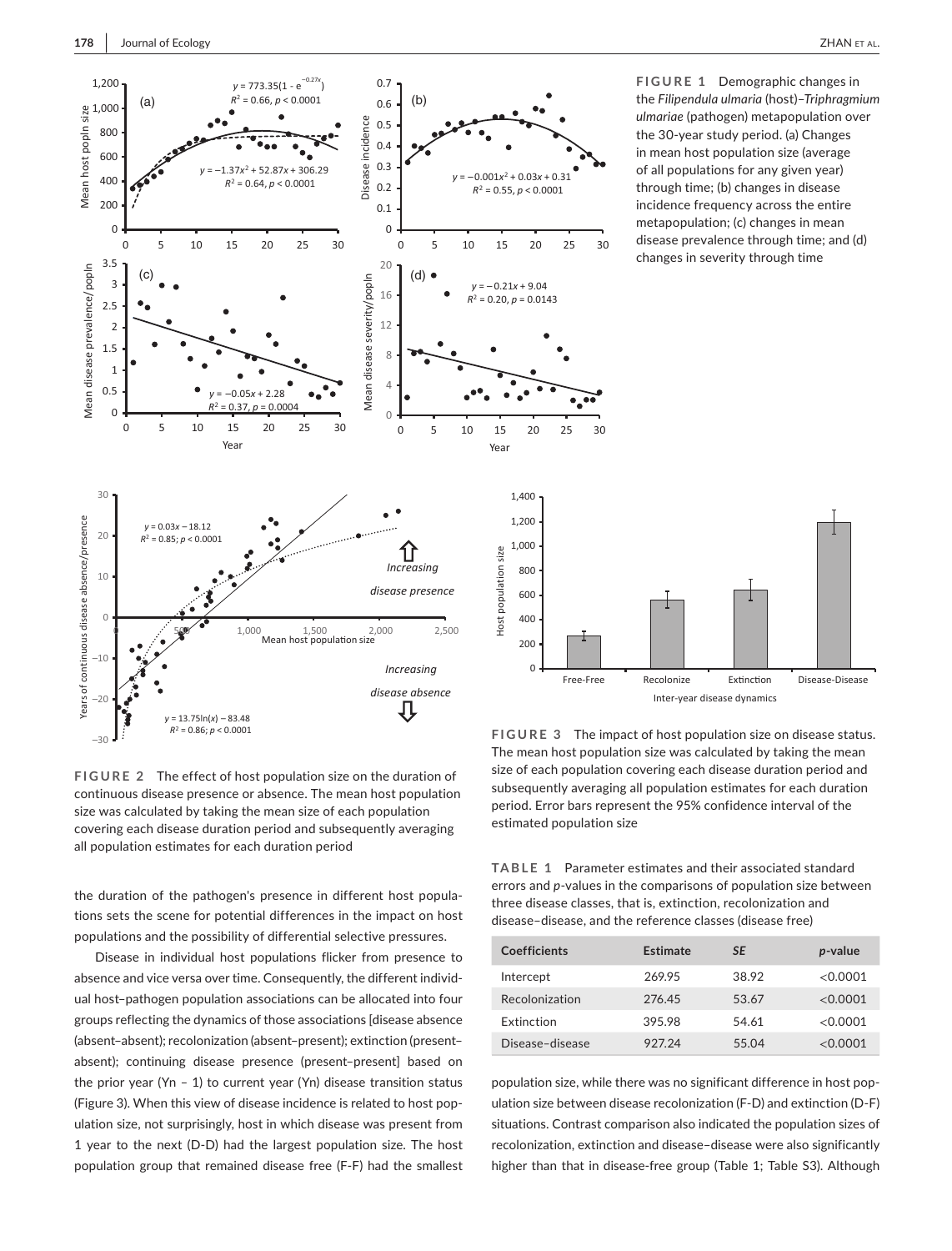**FIGURE 1** Demographic changes in the *Filipendula ulmaria* (host)–*Triphragmium ulmariae* (pathogen) metapopulation over the 30-year study period. (a) Changes in mean host population size (average of all populations for any given year) through time; (b) changes in disease incidence frequency across the entire metapopulation; (c) changes in mean disease prevalence through time; and (d) changes in severity through time

**FIGURE 2** The effect of host population size on the duration of continuous disease presence or absence. The mean host population size was calculated by taking the mean size of each population covering each disease duration period and subsequently averaging all population estimates for each duration period

**FIGURE 3** The impact of host population size on disease status. The mean host population size was calculated by taking the mean size of each population covering each disease duration period and subsequently averaging all population estimates for each duration period. Error bars represent the 95% confidence interval of the estimated population size

the duration of the pathogen's presence in different host populations sets the scene for potential differences in the impact on host populations and the possibility of differential selective pressures.

Disease in individual host populations flicker from presence to absence and vice versa over time. Consequently, the different individual host–pathogen population associations can be allocated into four groups reflecting the dynamics of those associations [disease absence (absent–absent); recolonization (absent–present); extinction (present–absent); continuing disease presence (present–present] based on the prior year (Yn – 1) to current year (Yn) disease transition status (Figure 3). When this view of disease incidence is related to host population size, not surprisingly, host in which disease was present from 1 year to the next (D-D) had the largest population size. The host population group that remained disease free (F-F) had the smallest population size, while there was no significant difference in host population size between disease recolonization (F-D) and extinction (D-F) situations. Contrast comparison also indicated the population sizes of recolonization, extinction and disease–disease were also significantly higher than that in disease-free group (Table 1; Table S3). Although

**TABLE 1** Parameter estimates and their associated standard errors and *p*-values in the comparisons of population size between three disease classes, that is, extinction, recolonization and disease–disease, and the reference classes (disease free)

| Coefficients | Estimate | *SE* | *p*-value |
|---|---|---|---|
| Intercept | 269.95 | 38.92 | <0.0001 |
| Recolonization | 276.45 | 53.67 | <0.0001 |
| Extinction | 395.98 | 54.61 | <0.0001 |
| Disease–disease | 927.24 | 55.04 | <0.0001 |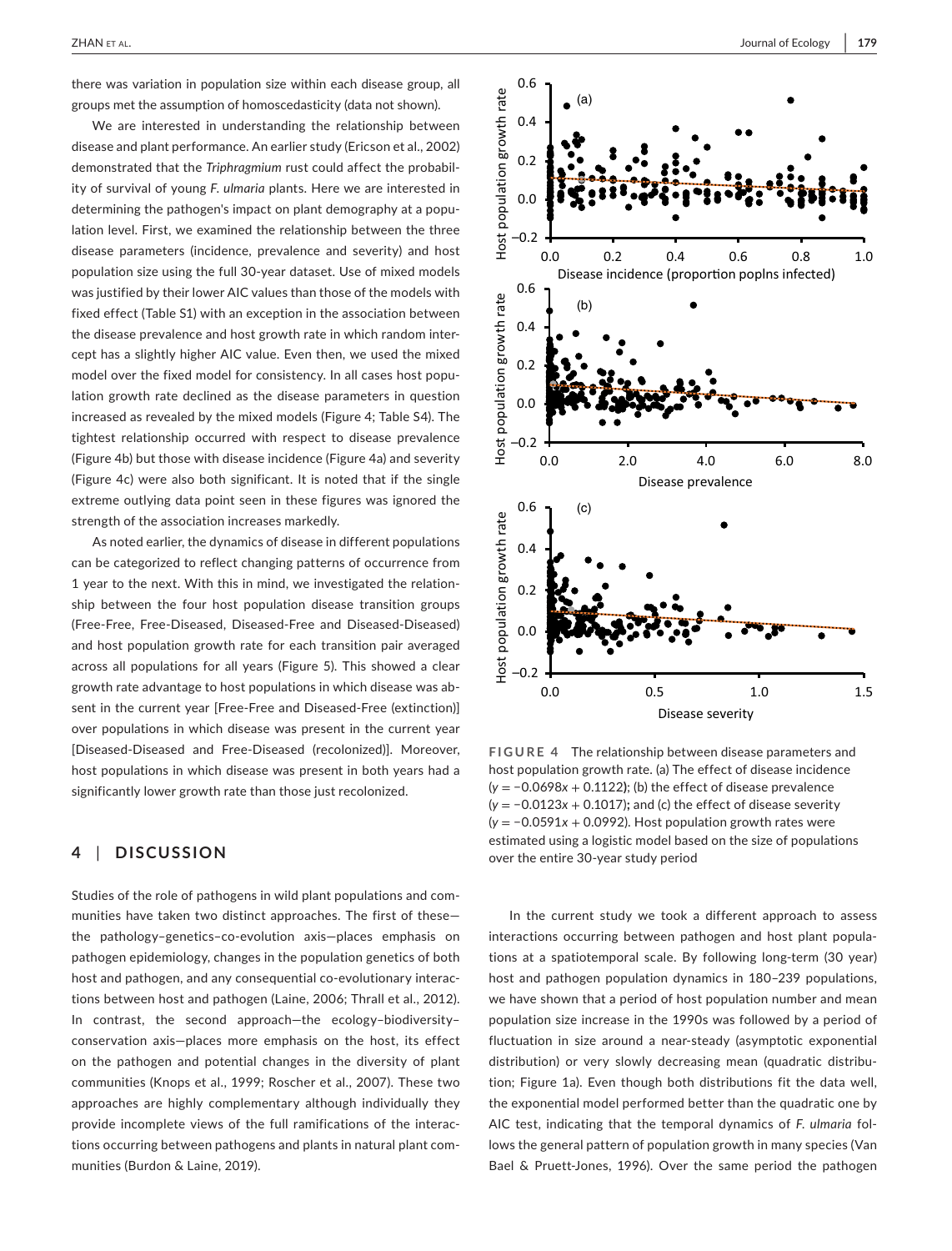there was variation in population size within each disease group, all groups met the assumption of homoscedasticity (data not shown).

We are interested in understanding the relationship between disease and plant performance. An earlier study (Ericson et al., 2002) demonstrated that the *Triphragmium* rust could affect the probability of survival of young *F. ulmaria* plants. Here we are interested in determining the pathogen's impact on plant demography at a population level. First, we examined the relationship between the three disease parameters (incidence, prevalence and severity) and host population size using the full 30-year dataset. Use of mixed models was justified by their lower AIC values than those of the models with fixed effect (Table S1) with an exception in the association between the disease prevalence and host growth rate in which random intercept has a slightly higher AIC value. Even then, we used the mixed model over the fixed model for consistency. In all cases host population growth rate declined as the disease parameters in question increased as revealed by the mixed models (Figure 4; Table S4). The tightest relationship occurred with respect to disease prevalence (Figure 4b) but those with disease incidence (Figure 4a) and severity (Figure 4c) were also both significant. It is noted that if the single extreme outlying data point seen in these figures was ignored the strength of the association increases markedly.

As noted earlier, the dynamics of disease in different populations can be categorized to reflect changing patterns of occurrence from 1 year to the next. With this in mind, we investigated the relationship between the four host population disease transition groups (Free-Free, Free-Diseased, Diseased-Free and Diseased-Diseased) and host population growth rate for each transition pair averaged across all populations for all years (Figure 5). This showed a clear growth rate advantage to host populations in which disease was absent in the current year [Free-Free and Diseased-Free (extinction)] over populations in which disease was present in the current year [Diseased-Diseased and Free-Diseased (recolonized)]. Moreover, host populations in which disease was present in both years had a significantly lower growth rate than those just recolonized.

**FIGURE 4** The relationship between disease parameters and host population growth rate. (a) The effect of disease incidence ($y = -0.0698x + 0.1122$); (b) the effect of disease prevalence ($y = -0.0123x + 0.1017$); and (c) the effect of disease severity ($y = -0.0591x + 0.0992$). Host population growth rates were estimated using a logistic model based on the size of populations over the entire 30-year study period

## 4 | DISCUSSION

Studies of the role of pathogens in wild plant populations and communities have taken two distinct approaches. The first of these—the pathology–genetics–co-evolution axis—places emphasis on pathogen epidemiology, changes in the population genetics of both host and pathogen, and any consequential co-evolutionary interactions between host and pathogen (Laine, 2006; Thrall et al., 2012). In contrast, the second approach—the ecology–biodiversity–conservation axis—places more emphasis on the host, its effect on the pathogen and potential changes in the diversity of plant communities (Knops et al., 1999; Roscher et al., 2007). These two approaches are highly complementary although individually they provide incomplete views of the full ramifications of the interactions occurring between pathogens and plants in natural plant communities (Burdon & Laine, 2019).

In the current study we took a different approach to assess interactions occurring between pathogen and host plant populations at a spatiotemporal scale. By following long-term (30 year) host and pathogen population dynamics in 180–239 populations, we have shown that a period of host population number and mean population size increase in the 1990s was followed by a period of fluctuation in size around a near-steady (asymptotic exponential distribution) or very slowly decreasing mean (quadratic distribution; Figure 1a). Even though both distributions fit the data well, the exponential model performed better than the quadratic one by AIC test, indicating that the temporal dynamics of *F. ulmaria* follows the general pattern of population growth in many species (Van Bael & Pruett-Jones, 1996). Over the same period the pathogen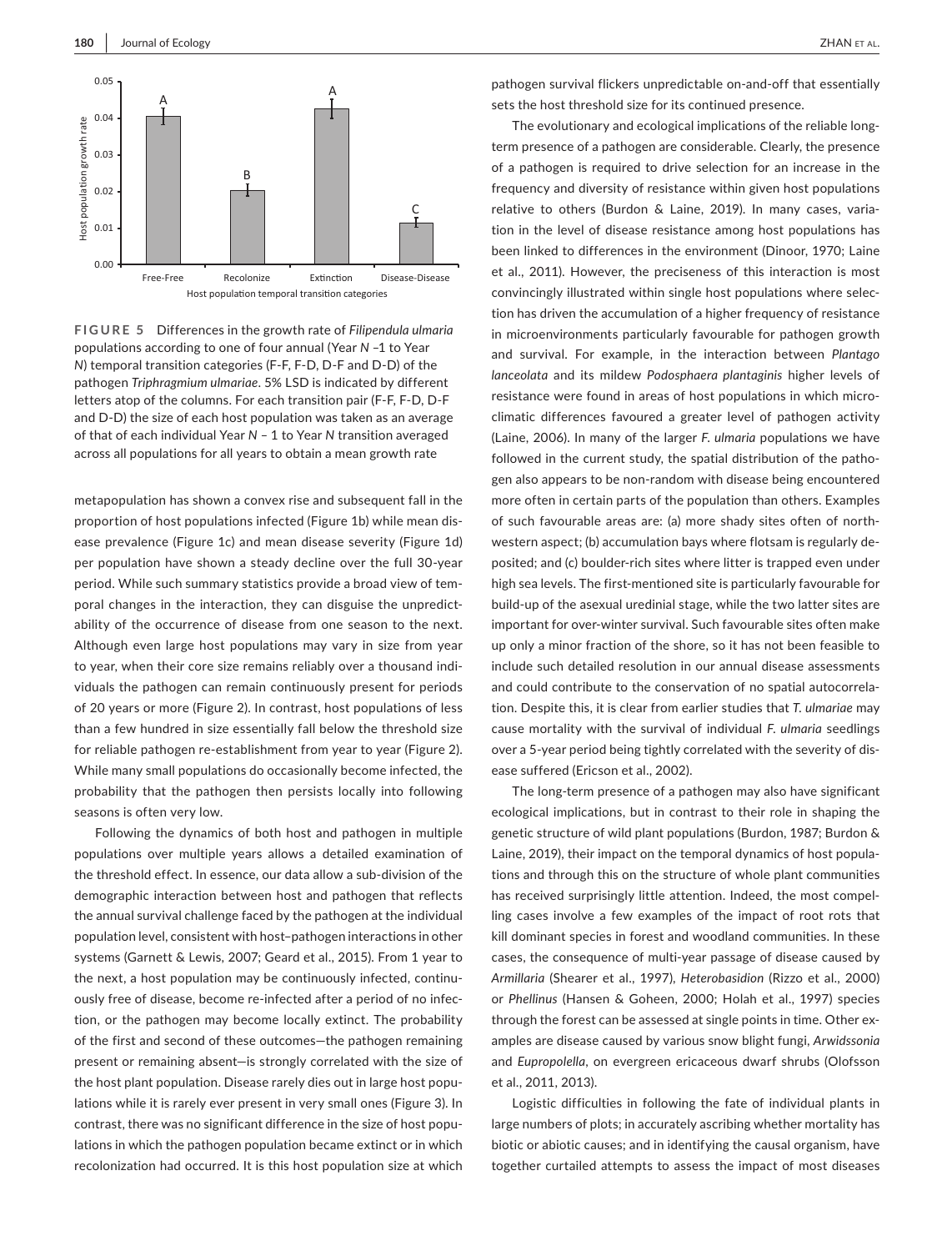**FIGURE 5** Differences in the growth rate of *Filipendula ulmaria* populations according to one of four annual (Year *N* –1 to Year *N*) temporal transition categories (F-F, F-D, D-F and D-D) of the pathogen *Triphragmium ulmariae*. 5% LSD is indicated by different letters atop of the columns. For each transition pair (F-F, F-D, D-F and D-D) the size of each host population was taken as an average of that of each individual Year *N* – 1 to Year *N* transition averaged across all populations for all years to obtain a mean growth rate

metapopulation has shown a convex rise and subsequent fall in the proportion of host populations infected (Figure 1b) while mean disease prevalence (Figure 1c) and mean disease severity (Figure 1d) per population have shown a steady decline over the full 30-year period. While such summary statistics provide a broad view of temporal changes in the interaction, they can disguise the unpredictability of the occurrence of disease from one season to the next. Although even large host populations may vary in size from year to year, when their core size remains reliably over a thousand individuals the pathogen can remain continuously present for periods of 20 years or more (Figure 2). In contrast, host populations of less than a few hundred in size essentially fall below the threshold size for reliable pathogen re-establishment from year to year (Figure 2). While many small populations do occasionally become infected, the probability that the pathogen then persists locally into following seasons is often very low.

Following the dynamics of both host and pathogen in multiple populations over multiple years allows a detailed examination of the threshold effect. In essence, our data allow a sub-division of the demographic interaction between host and pathogen that reflects the annual survival challenge faced by the pathogen at the individual population level, consistent with host–pathogen interactions in other systems (Garnett & Lewis, 2007; Geard et al., 2015). From 1 year to the next, a host population may be continuously infected, continuously free of disease, become re-infected after a period of no infection, or the pathogen may become locally extinct. The probability of the first and second of these outcomes—the pathogen remaining present or remaining absent—is strongly correlated with the size of the host plant population. Disease rarely dies out in large host populations while it is rarely ever present in very small ones (Figure 3). In contrast, there was no significant difference in the size of host populations in which the pathogen population became extinct or in which recolonization had occurred. It is this host population size at which pathogen survival flickers unpredictable on-and-off that essentially sets the host threshold size for its continued presence.

The evolutionary and ecological implications of the reliable long-term presence of a pathogen are considerable. Clearly, the presence of a pathogen is required to drive selection for an increase in the frequency and diversity of resistance within given host populations relative to others (Burdon & Laine, 2019). In many cases, variation in the level of disease resistance among host populations has been linked to differences in the environment (Dinoor, 1970; Laine et al., 2011). However, the preciseness of this interaction is most convincingly illustrated within single host populations where selection has driven the accumulation of a higher frequency of resistance in microenvironments particularly favourable for pathogen growth and survival. For example, in the interaction between *Plantago lanceolata* and its mildew *Podosphaera plantaginis* higher levels of resistance were found in areas of host populations in which microclimatic differences favoured a greater level of pathogen activity (Laine, 2006). In many of the larger *F. ulmaria* populations we have followed in the current study, the spatial distribution of the pathogen also appears to be non-random with disease being encountered more often in certain parts of the population than others. Examples of such favourable areas are: (a) more shady sites often of north-western aspect; (b) accumulation bays where flotsam is regularly deposited; and (c) boulder-rich sites where litter is trapped even under high sea levels. The first-mentioned site is particularly favourable for build-up of the asexual uredinial stage, while the two latter sites are important for over-winter survival. Such favourable sites often make up only a minor fraction of the shore, so it has not been feasible to include such detailed resolution in our annual disease assessments and could contribute to the conservation of no spatial autocorrelation. Despite this, it is clear from earlier studies that *T. ulmariae* may cause mortality with the survival of individual *F. ulmaria* seedlings over a 5-year period being tightly correlated with the severity of disease suffered (Ericson et al., 2002).

The long-term presence of a pathogen may also have significant ecological implications, but in contrast to their role in shaping the genetic structure of wild plant populations (Burdon, 1987; Burdon & Laine, 2019), their impact on the temporal dynamics of host populations and through this on the structure of whole plant communities has received surprisingly little attention. Indeed, the most compelling cases involve a few examples of the impact of root rots that kill dominant species in forest and woodland communities. In these cases, the consequence of multi-year passage of disease caused by *Armillaria* (Shearer et al., 1997), *Heterobasidion* (Rizzo et al., 2000) or *Phellinus* (Hansen & Goheen, 2000; Holah et al., 1997) species through the forest can be assessed at single points in time. Other examples are disease caused by various snow blight fungi, *Arwidssonia* and *Eupropolella*, on evergreen ericaceous dwarf shrubs (Olofsson et al., 2011, 2013).

Logistic difficulties in following the fate of individual plants in large numbers of plots; in accurately ascribing whether mortality has biotic or abiotic causes; and in identifying the causal organism, have together curtailed attempts to assess the impact of most diseases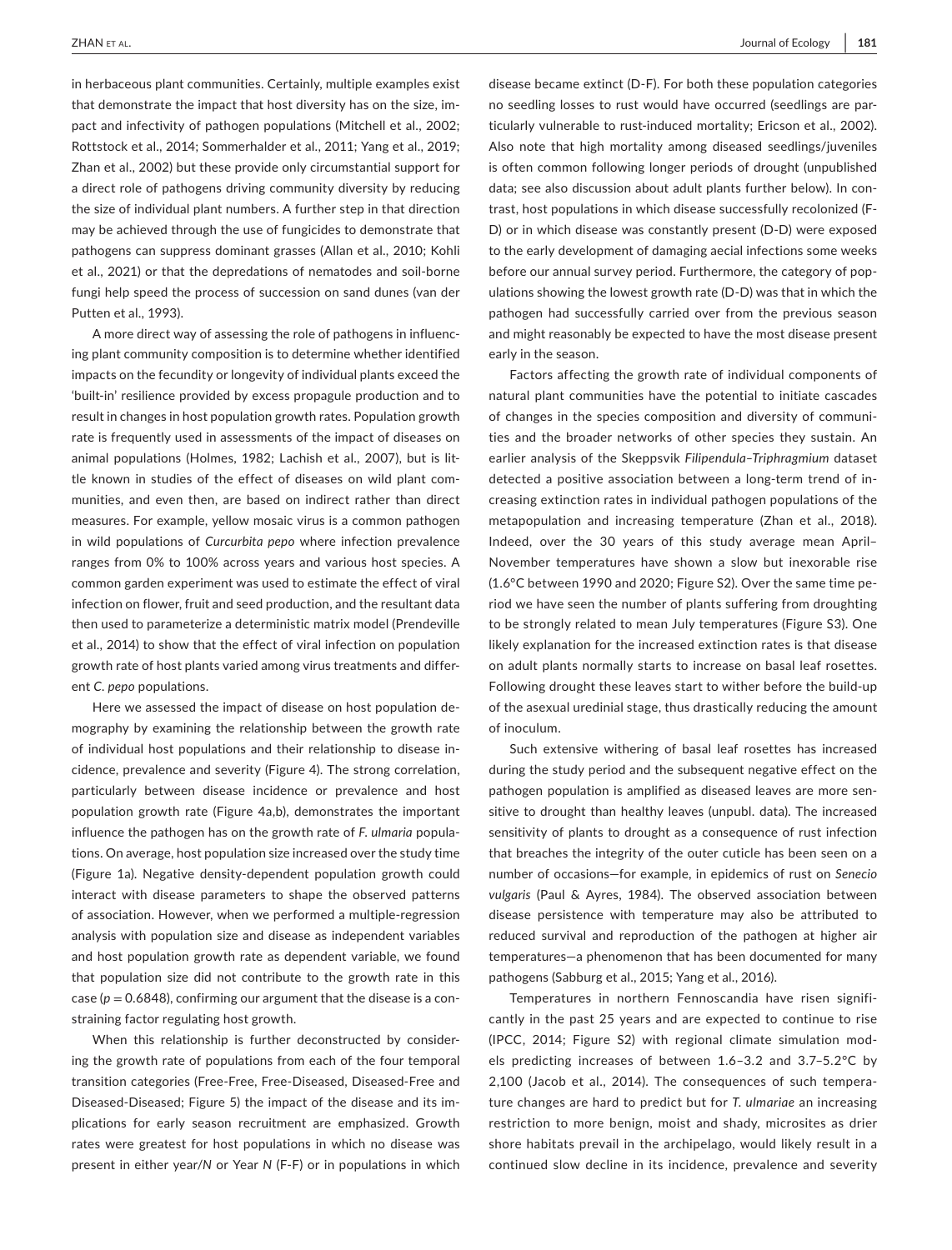in herbaceous plant communities. Certainly, multiple examples exist that demonstrate the impact that host diversity has on the size, impact and infectivity of pathogen populations (Mitchell et al., 2002; Rottstock et al., 2014; Sommerhalder et al., 2011; Yang et al., 2019; Zhan et al., 2002) but these provide only circumstantial support for a direct role of pathogens driving community diversity by reducing the size of individual plant numbers. A further step in that direction may be achieved through the use of fungicides to demonstrate that pathogens can suppress dominant grasses (Allan et al., 2010; Kohli et al., 2021) or that the depredations of nematodes and soil-borne fungi help speed the process of succession on sand dunes (van der Putten et al., 1993).

A more direct way of assessing the role of pathogens in influencing plant community composition is to determine whether identified impacts on the fecundity or longevity of individual plants exceed the 'built-in' resilience provided by excess propagule production and to result in changes in host population growth rates. Population growth rate is frequently used in assessments of the impact of diseases on animal populations (Holmes, 1982; Lachish et al., 2007), but is little known in studies of the effect of diseases on wild plant communities, and even then, are based on indirect rather than direct measures. For example, yellow mosaic virus is a common pathogen in wild populations of *Curcurbita pepo* where infection prevalence ranges from 0% to 100% across years and various host species. A common garden experiment was used to estimate the effect of viral infection on flower, fruit and seed production, and the resultant data then used to parameterize a deterministic matrix model (Prendeville et al., 2014) to show that the effect of viral infection on population growth rate of host plants varied among virus treatments and different *C. pepo* populations.

Here we assessed the impact of disease on host population demography by examining the relationship between the growth rate of individual host populations and their relationship to disease incidence, prevalence and severity (Figure 4). The strong correlation, particularly between disease incidence or prevalence and host population growth rate (Figure 4a,b), demonstrates the important influence the pathogen has on the growth rate of *F. ulmaria* populations. On average, host population size increased over the study time (Figure 1a). Negative density-dependent population growth could interact with disease parameters to shape the observed patterns of association. However, when we performed a multiple-regression analysis with population size and disease as independent variables and host population growth rate as dependent variable, we found that population size did not contribute to the growth rate in this case ($p = 0.6848$), confirming our argument that the disease is a constraining factor regulating host growth.

When this relationship is further deconstructed by considering the growth rate of populations from each of the four temporal transition categories (Free-Free, Free-Diseased, Diseased-Free and Diseased-Diseased; Figure 5) the impact of the disease and its implications for early season recruitment are emphasized. Growth rates were greatest for host populations in which no disease was present in either year/*N* or Year *N* (F-F) or in populations in which disease became extinct (D-F). For both these population categories no seedling losses to rust would have occurred (seedlings are particularly vulnerable to rust-induced mortality; Ericson et al., 2002). Also note that high mortality among diseased seedlings/juveniles is often common following longer periods of drought (unpublished data; see also discussion about adult plants further below). In contrast, host populations in which disease successfully recolonized (F-D) or in which disease was constantly present (D-D) were exposed to the early development of damaging aecial infections some weeks before our annual survey period. Furthermore, the category of populations showing the lowest growth rate (D-D) was that in which the pathogen had successfully carried over from the previous season and might reasonably be expected to have the most disease present early in the season.

Factors affecting the growth rate of individual components of natural plant communities have the potential to initiate cascades of changes in the species composition and diversity of communities and the broader networks of other species they sustain. An earlier analysis of the Skeppsvik *Filipendula–Triphragmium* dataset detected a positive association between a long-term trend of increasing extinction rates in individual pathogen populations of the metapopulation and increasing temperature (Zhan et al., 2018). Indeed, over the 30 years of this study average mean April–November temperatures have shown a slow but inexorable rise (1.6°C between 1990 and 2020; Figure S2). Over the same time period we have seen the number of plants suffering from droughting to be strongly related to mean July temperatures (Figure S3). One likely explanation for the increased extinction rates is that disease on adult plants normally starts to increase on basal leaf rosettes. Following drought these leaves start to wither before the build-up of the asexual uredinial stage, thus drastically reducing the amount of inoculum.

Such extensive withering of basal leaf rosettes has increased during the study period and the subsequent negative effect on the pathogen population is amplified as diseased leaves are more sensitive to drought than healthy leaves (unpubl. data). The increased sensitivity of plants to drought as a consequence of rust infection that breaches the integrity of the outer cuticle has been seen on a number of occasions—for example, in epidemics of rust on *Senecio vulgaris* (Paul & Ayres, 1984). The observed association between disease persistence with temperature may also be attributed to reduced survival and reproduction of the pathogen at higher air temperatures—a phenomenon that has been documented for many pathogens (Sabburg et al., 2015; Yang et al., 2016).

Temperatures in northern Fennoscandia have risen significantly in the past 25 years and are expected to continue to rise (IPCC, 2014; Figure S2) with regional climate simulation models predicting increases of between 1.6–3.2 and 3.7–5.2°C by 2,100 (Jacob et al., 2014). The consequences of such temperature changes are hard to predict but for *T. ulmariae* an increasing restriction to more benign, moist and shady, microsites as drier shore habitats prevail in the archipelago, would likely result in a continued slow decline in its incidence, prevalence and severity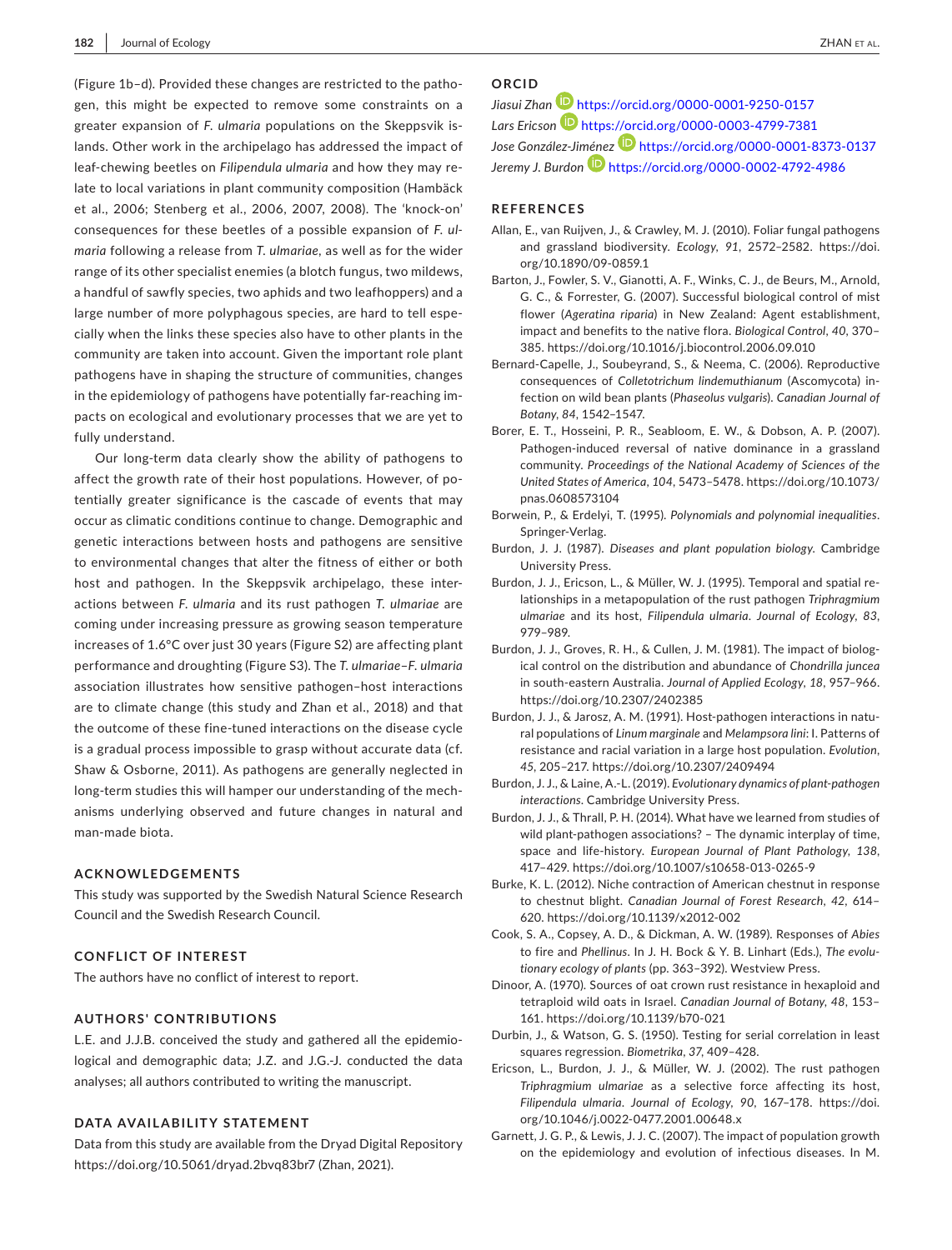(Figure 1b–d). Provided these changes are restricted to the pathogen, this might be expected to remove some constraints on a greater expansion of *F. ulmaria* populations on the Skeppsvik islands. Other work in the archipelago has addressed the impact of leaf-chewing beetles on *Filipendula ulmaria* and how they may relate to local variations in plant community composition (Hambäck et al., 2006; Stenberg et al., 2006, 2007, 2008). The 'knock-on' consequences for these beetles of a possible expansion of *F. ulmaria* following a release from *T. ulmariae*, as well as for the wider range of its other specialist enemies (a blotch fungus, two mildews, a handful of sawfly species, two aphids and two leafhoppers) and a large number of more polyphagous species, are hard to tell especially when the links these species also have to other plants in the community are taken into account. Given the important role plant pathogens have in shaping the structure of communities, changes in the epidemiology of pathogens have potentially far-reaching impacts on ecological and evolutionary processes that we are yet to fully understand.

Our long-term data clearly show the ability of pathogens to affect the growth rate of their host populations. However, of potentially greater significance is the cascade of events that may occur as climatic conditions continue to change. Demographic and genetic interactions between hosts and pathogens are sensitive to environmental changes that alter the fitness of either or both host and pathogen. In the Skeppsvik archipelago, these interactions between *F. ulmaria* and its rust pathogen *T. ulmariae* are coming under increasing pressure as growing season temperature increases of 1.6°C over just 30 years (Figure S2) are affecting plant performance and droughting (Figure S3). The *T. ulmariae*–*F. ulmaria* association illustrates how sensitive pathogen–host interactions are to climate change (this study and Zhan et al., 2018) and that the outcome of these fine-tuned interactions on the disease cycle is a gradual process impossible to grasp without accurate data (cf. Shaw & Osborne, 2011). As pathogens are generally neglected in long-term studies this will hamper our understanding of the mechanisms underlying observed and future changes in natural and man-made biota.

## ACKNOWLEDGEMENTS

This study was supported by the Swedish Natural Science Research Council and the Swedish Research Council.

## CONFLICT OF INTEREST

The authors have no conflict of interest to report.

## AUTHORS' CONTRIBUTIONS

L.E. and J.J.B. conceived the study and gathered all the epidemiological and demographic data; J.Z. and J.G.-J. conducted the data analyses; all authors contributed to writing the manuscript.

## DATA AVAILABILITY STATEMENT

Data from this study are available from the Dryad Digital Repository https://doi.org/10.5061/dryad.2bvq83br7 (Zhan, 2021).

## ORCID

*Jiasui Zhan* https://orcid.org/0000-0001-9250-0157
*Lars Ericson* https://orcid.org/0000-0003-4799-7381
*Jose González-Jiménez* https://orcid.org/0000-0001-8373-0137
*Jeremy J. Burdon* https://orcid.org/0000-0002-4792-4986

## REFERENCES

Allan, E., van Ruijven, J., & Crawley, M. J. (2010). Foliar fungal pathogens and grassland biodiversity. *Ecology*, *91*, 2572–2582. https://doi.org/10.1890/09-0859.1

Barton, J., Fowler, S. V., Gianotti, A. F., Winks, C. J., de Beurs, M., Arnold, G. C., & Forrester, G. (2007). Successful biological control of mist flower (*Ageratina riparia*) in New Zealand: Agent establishment, impact and benefits to the native flora. *Biological Control*, *40*, 370–385. https://doi.org/10.1016/j.biocontrol.2006.09.010

Bernard-Capelle, J., Soubeyrand, S., & Neema, C. (2006). Reproductive consequences of *Colletotrichum lindemuthianum* (Ascomycota) infection on wild bean plants (*Phaseolus vulgaris*). *Canadian Journal of Botany*, *84*, 1542–1547.

Borer, E. T., Hosseini, P. R., Seabloom, E. W., & Dobson, A. P. (2007). Pathogen-induced reversal of native dominance in a grassland community. *Proceedings of the National Academy of Sciences of the United States of America*, *104*, 5473–5478. https://doi.org/10.1073/pnas.0608573104

Borwein, P., & Erdelyi, T. (1995). *Polynomials and polynomial inequalities*. Springer-Verlag.

Burdon, J. J. (1987). *Diseases and plant population biology*. Cambridge University Press.

Burdon, J. J., Ericson, L., & Müller, W. J. (1995). Temporal and spatial relationships in a metapopulation of the rust pathogen *Triphragmium ulmariae* and its host, *Filipendula ulmaria*. *Journal of Ecology*, *83*, 979–989.

Burdon, J. J., Groves, R. H., & Cullen, J. M. (1981). The impact of biological control on the distribution and abundance of *Chondrilla juncea* in south-eastern Australia. *Journal of Applied Ecology*, *18*, 957–966. https://doi.org/10.2307/2402385

Burdon, J. J., & Jarosz, A. M. (1991). Host-pathogen interactions in natural populations of *Linum marginale* and *Melampsora lini*: I. Patterns of resistance and racial variation in a large host population. *Evolution*, *45*, 205–217. https://doi.org/10.2307/2409494

Burdon, J. J., & Laine, A.-L. (2019). *Evolutionary dynamics of plant-pathogen interactions*. Cambridge University Press.

Burdon, J. J., & Thrall, P. H. (2014). What have we learned from studies of wild plant-pathogen associations? – The dynamic interplay of time, space and life-history. *European Journal of Plant Pathology*, *138*, 417–429. https://doi.org/10.1007/s10658-013-0265-9

Burke, K. L. (2012). Niche contraction of American chestnut in response to chestnut blight. *Canadian Journal of Forest Research*, *42*, 614–620. https://doi.org/10.1139/x2012-002

Cook, S. A., Copsey, A. D., & Dickman, A. W. (1989). Responses of *Abies* to fire and *Phellinus*. In J. H. Bock & Y. B. Linhart (Eds.), *The evolutionary ecology of plants* (pp. 363–392). Westview Press.

Dinoor, A. (1970). Sources of oat crown rust resistance in hexaploid and tetraploid wild oats in Israel. *Canadian Journal of Botany*, *48*, 153–161. https://doi.org/10.1139/b70-021

Durbin, J., & Watson, G. S. (1950). Testing for serial correlation in least squares regression. *Biometrika*, *37*, 409–428.

Ericson, L., Burdon, J. J., & Müller, W. J. (2002). The rust pathogen *Triphragmium ulmariae* as a selective force affecting its host, *Filipendula ulmaria*. *Journal of Ecology*, *90*, 167–178. https://doi.org/10.1046/j.0022-0477.2001.00648.x

Garnett, J. G. P., & Lewis, J. J. C. (2007). The impact of population growth on the epidemiology and evolution of infectious diseases. In M.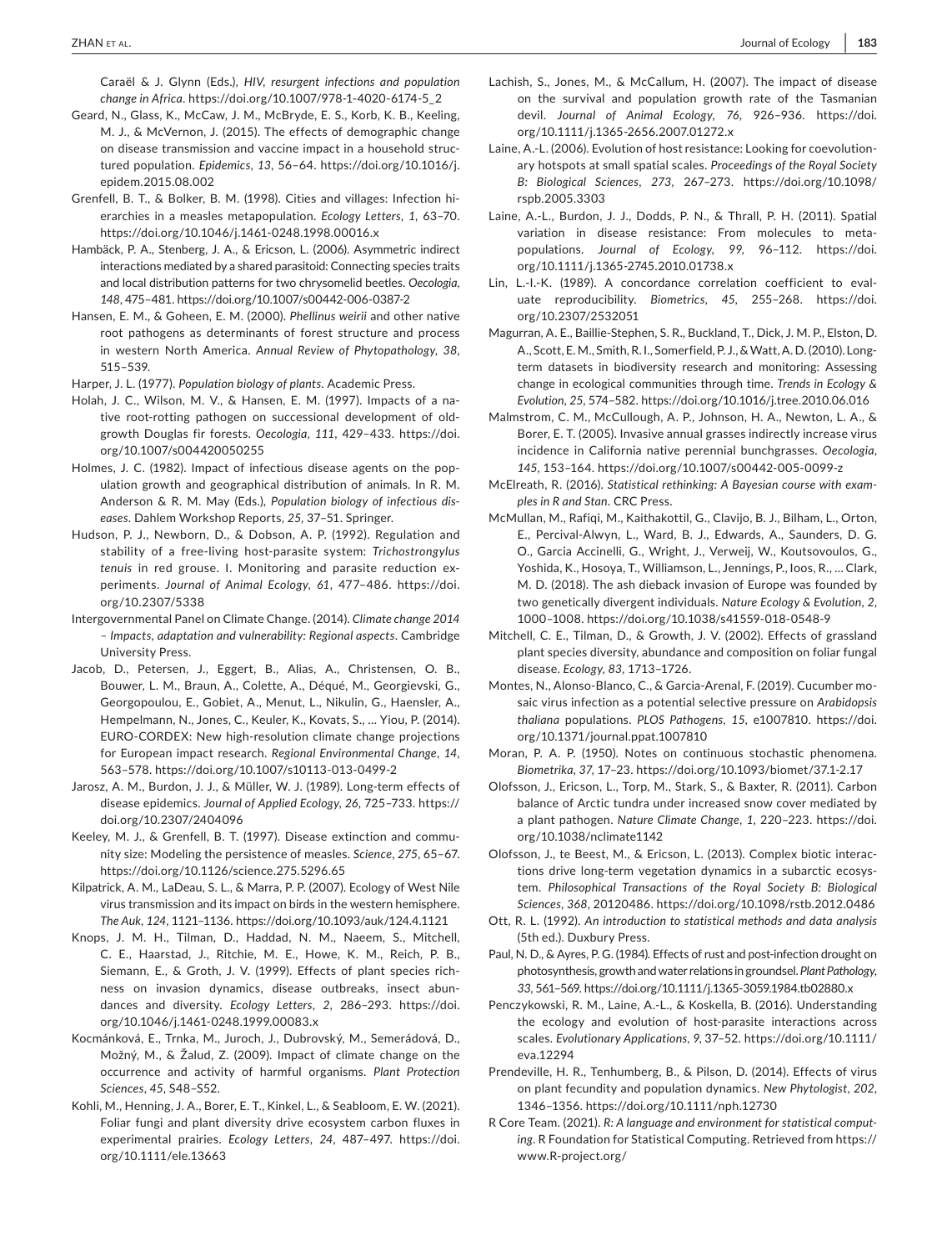Caraël & J. Glynn (Eds.), *HIV, resurgent infections and population change in Africa*. https://doi.org/10.1007/978-1-4020-6174-5_2

Geard, N., Glass, K., McCaw, J. M., McBryde, E. S., Korb, K. B., Keeling, M. J., & McVernon, J. (2015). The effects of demographic change on disease transmission and vaccine impact in a household structured population. *Epidemics*, *13*, 56–64. https://doi.org/10.1016/j.epidem.2015.08.002

Grenfell, B. T., & Bolker, B. M. (1998). Cities and villages: Infection hierarchies in a measles metapopulation. *Ecology Letters*, *1*, 63–70. https://doi.org/10.1046/j.1461-0248.1998.00016.x

Hambäck, P. A., Stenberg, J. A., & Ericson, L. (2006). Asymmetric indirect interactions mediated by a shared parasitoid: Connecting species traits and local distribution patterns for two chrysomelid beetles. *Oecologia*, *148*, 475–481. https://doi.org/10.1007/s00442-006-0387-2

Hansen, E. M., & Goheen, E. M. (2000). *Phellinus weirii* and other native root pathogens as determinants of forest structure and process in western North America. *Annual Review of Phytopathology*, *38*, 515–539.

Harper, J. L. (1977). *Population biology of plants*. Academic Press.

Holah, J. C., Wilson, M. V., & Hansen, E. M. (1997). Impacts of a native root-rotting pathogen on successional development of old-growth Douglas fir forests. *Oecologia*, *111*, 429–433. https://doi.org/10.1007/s004420050255

Holmes, J. C. (1982). Impact of infectious disease agents on the population growth and geographical distribution of animals. In R. M. Anderson & R. M. May (Eds.), *Population biology of infectious diseases*. Dahlem Workshop Reports, *25*, 37–51. Springer.

Hudson, P. J., Newborn, D., & Dobson, A. P. (1992). Regulation and stability of a free-living host-parasite system: *Trichostrongylus tenuis* in red grouse. I. Monitoring and parasite reduction experiments. *Journal of Animal Ecology*, *61*, 477–486. https://doi.org/10.2307/5338

Intergovernmental Panel on Climate Change. (2014). *Climate change 2014 – Impacts, adaptation and vulnerability: Regional aspects*. Cambridge University Press.

Jacob, D., Petersen, J., Eggert, B., Alias, A., Christensen, O. B., Bouwer, L. M., Braun, A., Colette, A., Déqué, M., Georgievski, G., Georgopoulou, E., Gobiet, A., Menut, L., Nikulin, G., Haensler, A., Hempelmann, N., Jones, C., Keuler, K., Kovats, S., … Yiou, P. (2014). EURO-CORDEX: New high-resolution climate change projections for European impact research. *Regional Environmental Change*, *14*, 563–578. https://doi.org/10.1007/s10113-013-0499-2

Jarosz, A. M., Burdon, J. J., & Müller, W. J. (1989). Long-term effects of disease epidemics. *Journal of Applied Ecology*, *26*, 725–733. https://doi.org/10.2307/2404096

Keeley, M. J., & Grenfell, B. T. (1997). Disease extinction and community size: Modeling the persistence of measles. *Science*, *275*, 65–67. https://doi.org/10.1126/science.275.5296.65

Kilpatrick, A. M., LaDeau, S. L., & Marra, P. P. (2007). Ecology of West Nile virus transmission and its impact on birds in the western hemisphere. *The Auk*, *124*, 1121–1136. https://doi.org/10.1093/auk/124.4.1121

Knops, J. M. H., Tilman, D., Haddad, N. M., Naeem, S., Mitchell, C. E., Haarstad, J., Ritchie, M. E., Howe, K. M., Reich, P. B., Siemann, E., & Groth, J. V. (1999). Effects of plant species richness on invasion dynamics, disease outbreaks, insect abundances and diversity. *Ecology Letters*, *2*, 286–293. https://doi.org/10.1046/j.1461-0248.1999.00083.x

Kocmánková, E., Trnka, M., Juroch, J., Dubrovský, M., Semerádová, D., Možný, M., & Žalud, Z. (2009). Impact of climate change on the occurrence and activity of harmful organisms. *Plant Protection Sciences*, *45*, S48–S52.

Kohli, M., Henning, J. A., Borer, E. T., Kinkel, L., & Seabloom, E. W. (2021). Foliar fungi and plant diversity drive ecosystem carbon fluxes in experimental prairies. *Ecology Letters*, *24*, 487–497. https://doi.org/10.1111/ele.13663

Lachish, S., Jones, M., & McCallum, H. (2007). The impact of disease on the survival and population growth rate of the Tasmanian devil. *Journal of Animal Ecology*, *76*, 926–936. https://doi.org/10.1111/j.1365-2656.2007.01272.x

Laine, A.-L. (2006). Evolution of host resistance: Looking for coevolutionary hotspots at small spatial scales. *Proceedings of the Royal Society B: Biological Sciences*, *273*, 267–273. https://doi.org/10.1098/rspb.2005.3303

Laine, A.-L., Burdon, J. J., Dodds, P. N., & Thrall, P. H. (2011). Spatial variation in disease resistance: From molecules to metapopulations. *Journal of Ecology*, *99*, 96–112. https://doi.org/10.1111/j.1365-2745.2010.01738.x

Lin, L.-I.-K. (1989). A concordance correlation coefficient to evaluate reproducibility. *Biometrics*, *45*, 255–268. https://doi.org/10.2307/2532051

Magurran, A. E., Baillie-Stephen, S. R., Buckland, T., Dick, J. M. P., Elston, D. A., Scott, E. M., Smith, R. I., Somerfield, P. J., & Watt, A. D. (2010). Long-term datasets in biodiversity research and monitoring: Assessing change in ecological communities through time. *Trends in Ecology & Evolution*, *25*, 574–582. https://doi.org/10.1016/j.tree.2010.06.016

Malmstrom, C. M., McCullough, A. P., Johnson, H. A., Newton, L. A., & Borer, E. T. (2005). Invasive annual grasses indirectly increase virus incidence in California native perennial bunchgrasses. *Oecologia*, *145*, 153–164. https://doi.org/10.1007/s00442-005-0099-z

McElreath, R. (2016). *Statistical rethinking: A Bayesian course with examples in R and Stan*. CRC Press.

McMullan, M., Rafiqi, M., Kaithakottil, G., Clavijo, B. J., Bilham, L., Orton, E., Percival-Alwyn, L., Ward, B. J., Edwards, A., Saunders, D. G. O., Garcia Accinelli, G., Wright, J., Verweij, W., Koutsovoulos, G., Yoshida, K., Hosoya, T., Williamson, L., Jennings, P., Ioos, R., … Clark, M. D. (2018). The ash dieback invasion of Europe was founded by two genetically divergent individuals. *Nature Ecology & Evolution*, *2*, 1000–1008. https://doi.org/10.1038/s41559-018-0548-9

Mitchell, C. E., Tilman, D., & Growth, J. V. (2002). Effects of grassland plant species diversity, abundance and composition on foliar fungal disease. *Ecology*, *83*, 1713–1726.

Montes, N., Alonso-Blanco, C., & Garcia-Arenal, F. (2019). Cucumber mosaic virus infection as a potential selective pressure on *Arabidopsis thaliana* populations. *PLOS Pathogens*, *15*, e1007810. https://doi.org/10.1371/journal.ppat.1007810

Moran, P. A. P. (1950). Notes on continuous stochastic phenomena. *Biometrika*, *37*, 17–23. https://doi.org/10.1093/biomet/37.1-2.17

Olofsson, J., Ericson, L., Torp, M., Stark, S., & Baxter, R. (2011). Carbon balance of Arctic tundra under increased snow cover mediated by a plant pathogen. *Nature Climate Change*, *1*, 220–223. https://doi.org/10.1038/nclimate1142

Olofsson, J., te Beest, M., & Ericson, L. (2013). Complex biotic interactions drive long-term vegetation dynamics in a subarctic ecosystem. *Philosophical Transactions of the Royal Society B: Biological Sciences*, *368*, 20120486. https://doi.org/10.1098/rstb.2012.0486

Ott, R. L. (1992). *An introduction to statistical methods and data analysis* (5th ed.). Duxbury Press.

Paul, N. D., & Ayres, P. G. (1984). Effects of rust and post-infection drought on photosynthesis, growth and water relations in groundsel. *Plant Pathology*, *33*, 561–569. https://doi.org/10.1111/j.1365-3059.1984.tb02880.x

Penczykowski, R. M., Laine, A.-L., & Koskella, B. (2016). Understanding the ecology and evolution of host-parasite interactions across scales. *Evolutionary Applications*, *9*, 37–52. https://doi.org/10.1111/eva.12294

Prendeville, H. R., Tenhumberg, B., & Pilson, D. (2014). Effects of virus on plant fecundity and population dynamics. *New Phytologist*, *202*, 1346–1356. https://doi.org/10.1111/nph.12730

R Core Team. (2021). *R: A language and environment for statistical computing*. R Foundation for Statistical Computing. Retrieved from https://www.R-project.org/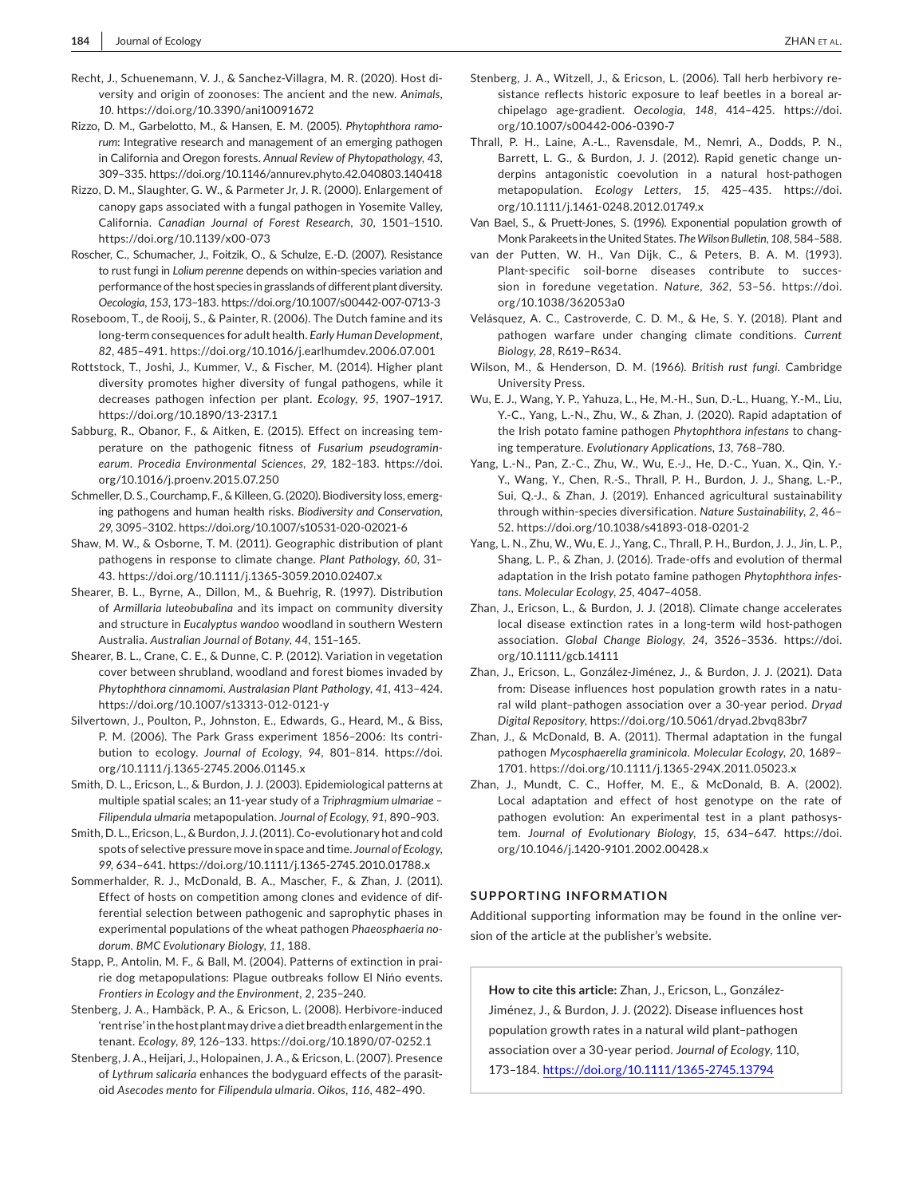Recht, J., Schuenemann, V. J., & Sanchez-Villagra, M. R. (2020). Host diversity and origin of zoonoses: The ancient and the new. *Animals*, *10*. https://doi.org/10.3390/ani10091672

Rizzo, D. M., Garbelotto, M., & Hansen, E. M. (2005). *Phytophthora ramorum*: Integrative research and management of an emerging pathogen in California and Oregon forests. *Annual Review of Phytopathology*, *43*, 309–335. https://doi.org/10.1146/annurev.phyto.42.040803.140418

Rizzo, D. M., Slaughter, G. W., & Parmeter Jr, J. R. (2000). Enlargement of canopy gaps associated with a fungal pathogen in Yosemite Valley, California. *Canadian Journal of Forest Research*, *30*, 1501–1510. https://doi.org/10.1139/x00-073

Roscher, C., Schumacher, J., Foitzik, O., & Schulze, E.-D. (2007). Resistance to rust fungi in *Lolium perenne* depends on within-species variation and performance of the host species in grasslands of different plant diversity. *Oecologia*, *153*, 173–183. https://doi.org/10.1007/s00442-007-0713-3

Roseboom, T., de Rooij, S., & Painter, R. (2006). The Dutch famine and its long-term consequences for adult health. *Early Human Development*, *82*, 485–491. https://doi.org/10.1016/j.earlhumdev.2006.07.001

Rottstock, T., Joshi, J., Kummer, V., & Fischer, M. (2014). Higher plant diversity promotes higher diversity of fungal pathogens, while it decreases pathogen infection per plant. *Ecology*, *95*, 1907–1917. https://doi.org/10.1890/13-2317.1

Sabburg, R., Obanor, F., & Aitken, E. (2015). Effect on increasing temperature on the pathogenic fitness of *Fusarium pseudograminearum*. *Procedia Environmental Sciences*, *29*, 182–183. https://doi.org/10.1016/j.proenv.2015.07.250

Schmeller, D. S., Courchamp, F., & Killeen, G. (2020). Biodiversity loss, emerging pathogens and human health risks. *Biodiversity and Conservation*, *29*, 3095–3102. https://doi.org/10.1007/s10531-020-02021-6

Shaw, M. W., & Osborne, T. M. (2011). Geographic distribution of plant pathogens in response to climate change. *Plant Pathology*, *60*, 31–43. https://doi.org/10.1111/j.1365-3059.2010.02407.x

Shearer, B. L., Byrne, A., Dillon, M., & Buehrig, R. (1997). Distribution of *Armillaria luteobubalina* and its impact on community diversity and structure in *Eucalyptus wandoo* woodland in southern Western Australia. *Australian Journal of Botany*, *44*, 151–165.

Shearer, B. L., Crane, C. E., & Dunne, C. P. (2012). Variation in vegetation cover between shrubland, woodland and forest biomes invaded by *Phytophthora cinnamomi*. *Australasian Plant Pathology*, *41*, 413–424. https://doi.org/10.1007/s13313-012-0121-y

Silvertown, J., Poulton, P., Johnston, E., Edwards, G., Heard, M., & Biss, P. M. (2006). The Park Grass experiment 1856–2006: Its contribution to ecology. *Journal of Ecology*, *94*, 801–814. https://doi.org/10.1111/j.1365-2745.2006.01145.x

Smith, D. L., Ericson, L., & Burdon, J. J. (2003). Epidemiological patterns at multiple spatial scales; an 11-year study of a *Triphragmium ulmariae – Filipendula ulmaria* metapopulation. *Journal of Ecology*, *91*, 890–903.

Smith, D. L., Ericson, L., & Burdon, J. J. (2011). Co-evolutionary hot and cold spots of selective pressure move in space and time. *Journal of Ecology*, *99*, 634–641. https://doi.org/10.1111/j.1365-2745.2010.01788.x

Sommerhalder, R. J., McDonald, B. A., Mascher, F., & Zhan, J. (2011). Effect of hosts on competition among clones and evidence of differential selection between pathogenic and saprophytic phases in experimental populations of the wheat pathogen *Phaeosphaeria nodorum*. *BMC Evolutionary Biology*, *11*, 188.

Stapp, P., Antolin, M. F., & Ball, M. (2004). Patterns of extinction in prairie dog metapopulations: Plague outbreaks follow El Nińo events. *Frontiers in Ecology and the Environment*, *2*, 235–240.

Stenberg, J. A., Hambäck, P. A., & Ericson, L. (2008). Herbivore-induced 'rent rise' in the host plant may drive a diet breadth enlargement in the tenant. *Ecology*, *89*, 126–133. https://doi.org/10.1890/07-0252.1

Stenberg, J. A., Heijari, J., Holopainen, J. A., & Ericson, L. (2007). Presence of *Lythrum salicaria* enhances the bodyguard effects of the parasitoid *Asecodes mento* for *Filipendula ulmaria*. *Oikos*, *116*, 482–490.

Stenberg, J. A., Witzell, J., & Ericson, L. (2006). Tall herb herbivory resistance reflects historic exposure to leaf beetles in a boreal archipelago age-gradient. *Oecologia*, *148*, 414–425. https://doi.org/10.1007/s00442-006-0390-7

Thrall, P. H., Laine, A.-L., Ravensdale, M., Nemri, A., Dodds, P. N., Barrett, L. G., & Burdon, J. J. (2012). Rapid genetic change underpins antagonistic coevolution in a natural host-pathogen metapopulation. *Ecology Letters*, *15*, 425–435. https://doi.org/10.1111/j.1461-0248.2012.01749.x

Van Bael, S., & Pruett-Jones, S. (1996). Exponential population growth of Monk Parakeets in the United States. *The Wilson Bulletin*, *108*, 584–588.

van der Putten, W. H., Van Dijk, C., & Peters, B. A. M. (1993). Plant-specific soil-borne diseases contribute to succession in foredune vegetation. *Nature*, *362*, 53–56. https://doi.org/10.1038/362053a0

Velásquez, A. C., Castroverde, C. D. M., & He, S. Y. (2018). Plant and pathogen warfare under changing climate conditions. *Current Biology*, *28*, R619–R634.

Wilson, M., & Henderson, D. M. (1966). *British rust fungi*. Cambridge University Press.

Wu, E. J., Wang, Y. P., Yahuza, L., He, M.-H., Sun, D.-L., Huang, Y.-M., Liu, Y.-C., Yang, L.-N., Zhu, W., & Zhan, J. (2020). Rapid adaptation of the Irish potato famine pathogen *Phytophthora infestans* to changing temperature. *Evolutionary Applications*, *13*, 768–780.

Yang, L.-N., Pan, Z.-C., Zhu, W., Wu, E.-J., He, D.-C., Yuan, X., Qin, Y.-Y., Wang, Y., Chen, R.-S., Thrall, P. H., Burdon, J. J., Shang, L.-P., Sui, Q.-J., & Zhan, J. (2019). Enhanced agricultural sustainability through within-species diversification. *Nature Sustainability*, *2*, 46–52. https://doi.org/10.1038/s41893-018-0201-2

Yang, L. N., Zhu, W., Wu, E. J., Yang, C., Thrall, P. H., Burdon, J. J., Jin, L. P., Shang, L. P., & Zhan, J. (2016). Trade-offs and evolution of thermal adaptation in the Irish potato famine pathogen *Phytophthora infestans*. *Molecular Ecology*, *25*, 4047–4058.

Zhan, J., Ericson, L., & Burdon, J. J. (2018). Climate change accelerates local disease extinction rates in a long-term wild host-pathogen association. *Global Change Biology*, *24*, 3526–3536. https://doi.org/10.1111/gcb.14111

Zhan, J., Ericson, L., González-Jiménez, J., & Burdon, J. J. (2021). Data from: Disease influences host population growth rates in a natural wild plant–pathogen association over a 30-year period. *Dryad Digital Repository*, https://doi.org/10.5061/dryad.2bvq83br7

Zhan, J., & McDonald, B. A. (2011). Thermal adaptation in the fungal pathogen *Mycosphaerella graminicola*. *Molecular Ecology*, *20*, 1689–1701. https://doi.org/10.1111/j.1365-294X.2011.05023.x

Zhan, J., Mundt, C. C., Hoffer, M. E., & McDonald, B. A. (2002). Local adaptation and effect of host genotype on the rate of pathogen evolution: An experimental test in a plant pathosystem. *Journal of Evolutionary Biology*, *15*, 634–647. https://doi.org/10.1046/j.1420-9101.2002.00428.x

## SUPPORTING INFORMATION

Additional supporting information may be found in the online version of the article at the publisher's website.

**How to cite this article:** Zhan, J., Ericson, L., González-Jiménez, J., & Burdon, J. J. (2022). Disease influences host population growth rates in a natural wild plant–pathogen association over a 30-year period. *Journal of Ecology*, 110, 173–184. https://doi.org/10.1111/1365-2745.13794